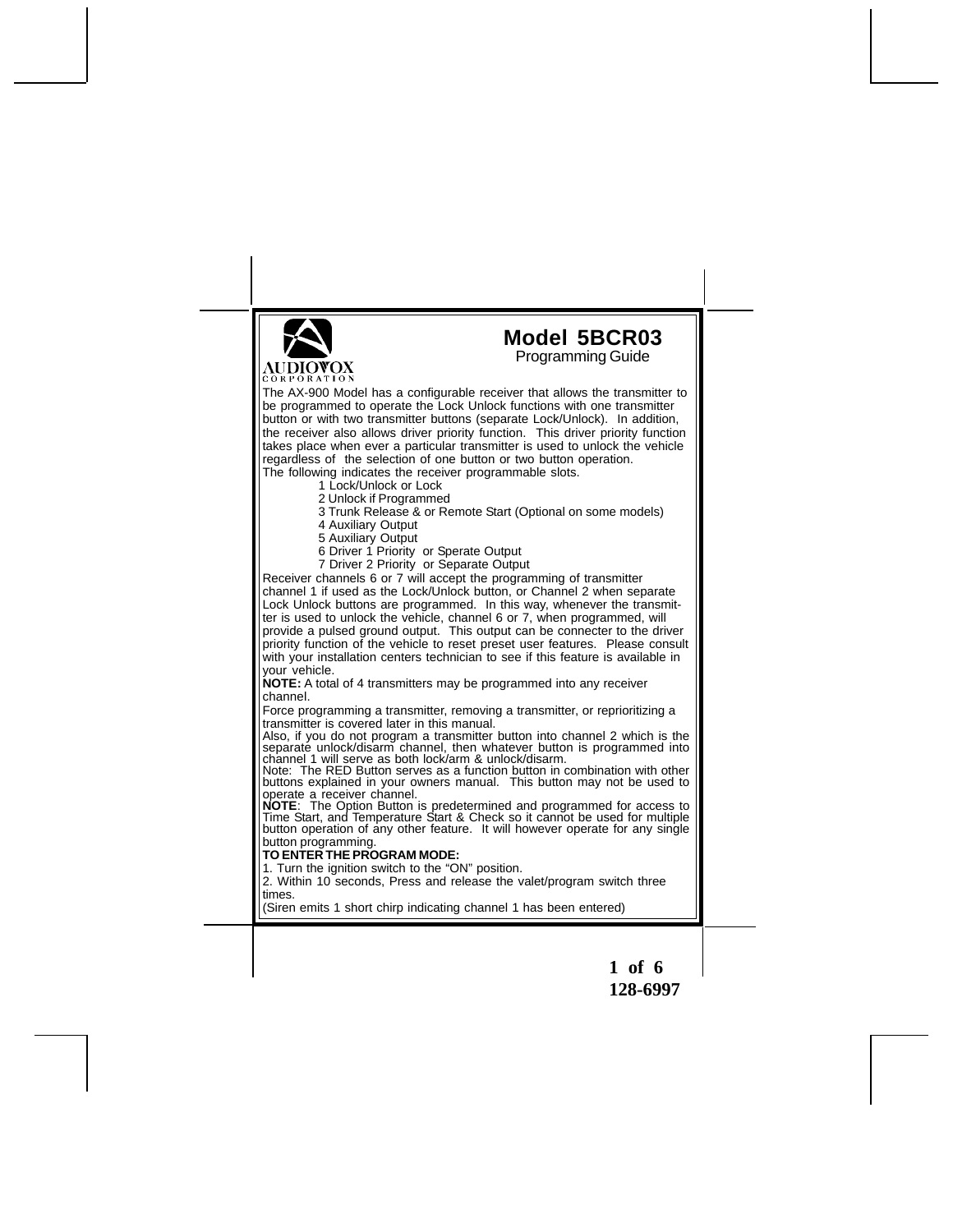AUDIOVOX
CORPORATION

# Model 5BCR03

Programming Guide

The AX-900 Model has a configurable receiver that allows the transmitter to be programmed to operate the Lock Unlock functions with one transmitter button or with two transmitter buttons (separate Lock/Unlock). In addition, the receiver also allows driver priority function. This driver priority function takes place when ever a particular transmitter is used to unlock the vehicle regardless of the selection of one button or two button operation.
The following indicates the receiver programmable slots.

1 Lock/Unlock or Lock
2 Unlock if Programmed
3 Trunk Release & or Remote Start (Optional on some models)
4 Auxiliary Output
5 Auxiliary Output
6 Driver 1 Priority or Sperate Output
7 Driver 2 Priority or Separate Output

Receiver channels 6 or 7 will accept the programming of transmitter channel 1 if used as the Lock/Unlock button, or Channel 2 when separate Lock Unlock buttons are programmed. In this way, whenever the transmitter is used to unlock the vehicle, channel 6 or 7, when programmed, will provide a pulsed ground output. This output can be connecter to the driver priority function of the vehicle to reset preset user features. Please consult with your installation centers technician to see if this feature is available in your vehicle.

**NOTE:** A total of 4 transmitters may be programmed into any receiver channel.

Force programming a transmitter, removing a transmitter, or reprioritizing a transmitter is covered later in this manual.

Also, if you do not program a transmitter button into channel 2 which is the separate unlock/disarm channel, then whatever button is programmed into channel 1 will serve as both lock/arm & unlock/disarm.

Note: The RED Button serves as a function button in combination with other buttons explained in your owners manual. This button may not be used to operate a receiver channel.

**NOTE**: The Option Button is predetermined and programmed for access to Time Start, and Temperature Start & Check so it cannot be used for multiple button operation of any other feature. It will however operate for any single button programming.

**TO ENTER THE PROGRAM MODE:**

1. Turn the ignition switch to the “ON” position.
2. Within 10 seconds, Press and release the valet/program switch three times.

(Siren emits 1 short chirp indicating channel 1 has been entered)

128-6997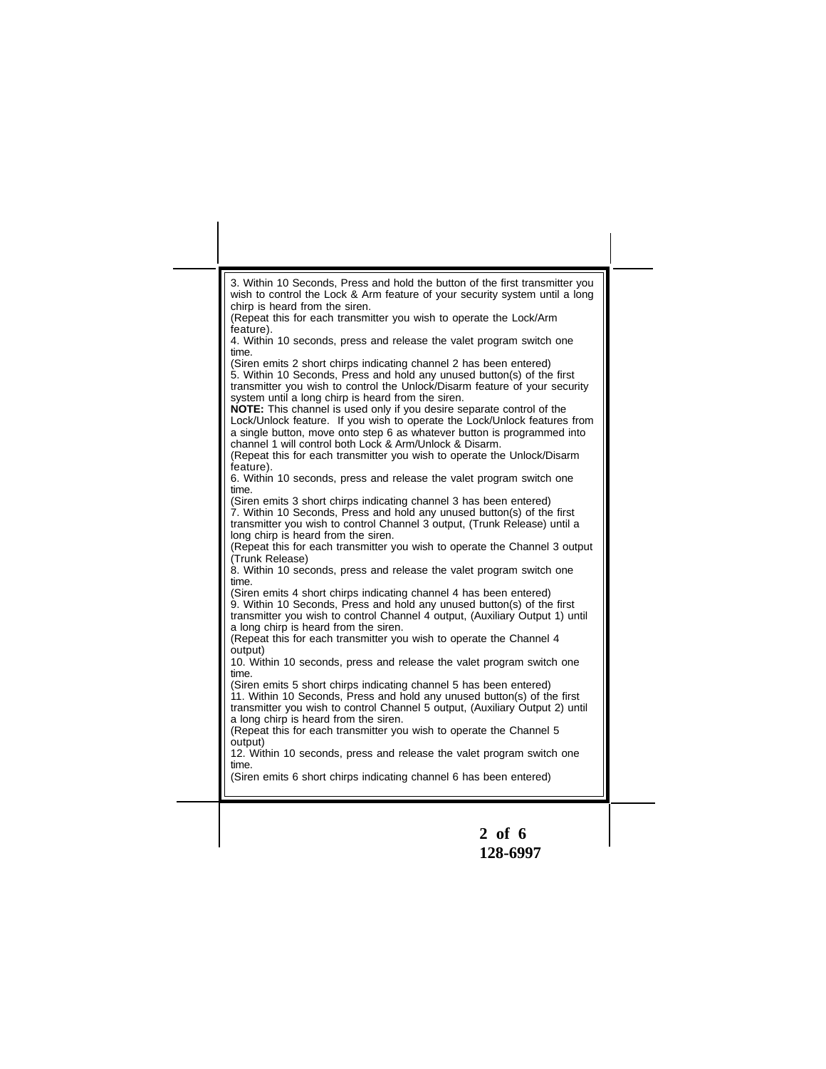3. Within 10 Seconds, Press and hold the button of the first transmitter you wish to control the Lock & Arm feature of your security system until a long chirp is heard from the siren.
(Repeat this for each transmitter you wish to operate the Lock/Arm feature).
4. Within 10 seconds, press and release the valet program switch one time.
(Siren emits 2 short chirps indicating channel 2 has been entered)
5. Within 10 Seconds, Press and hold any unused button(s) of the first transmitter you wish to control the Unlock/Disarm feature of your security system until a long chirp is heard from the siren.
**NOTE:** This channel is used only if you desire separate control of the Lock/Unlock feature. If you wish to operate the Lock/Unlock features from a single button, move onto step 6 as whatever button is programmed into channel 1 will control both Lock & Arm/Unlock & Disarm.
(Repeat this for each transmitter you wish to operate the Unlock/Disarm feature).
6. Within 10 seconds, press and release the valet program switch one time.
(Siren emits 3 short chirps indicating channel 3 has been entered)
7. Within 10 Seconds, Press and hold any unused button(s) of the first transmitter you wish to control Channel 3 output, (Trunk Release) until a long chirp is heard from the siren.
(Repeat this for each transmitter you wish to operate the Channel 3 output (Trunk Release)
8. Within 10 seconds, press and release the valet program switch one time.
(Siren emits 4 short chirps indicating channel 4 has been entered)
9. Within 10 Seconds, Press and hold any unused button(s) of the first transmitter you wish to control Channel 4 output, (Auxiliary Output 1) until a long chirp is heard from the siren.
(Repeat this for each transmitter you wish to operate the Channel 4 output)
10. Within 10 seconds, press and release the valet program switch one time.
(Siren emits 5 short chirps indicating channel 5 has been entered)
11. Within 10 Seconds, Press and hold any unused button(s) of the first transmitter you wish to control Channel 5 output, (Auxiliary Output 2) until a long chirp is heard from the siren.
(Repeat this for each transmitter you wish to operate the Channel 5 output)
12. Within 10 seconds, press and release the valet program switch one time.
(Siren emits 6 short chirps indicating channel 6 has been entered)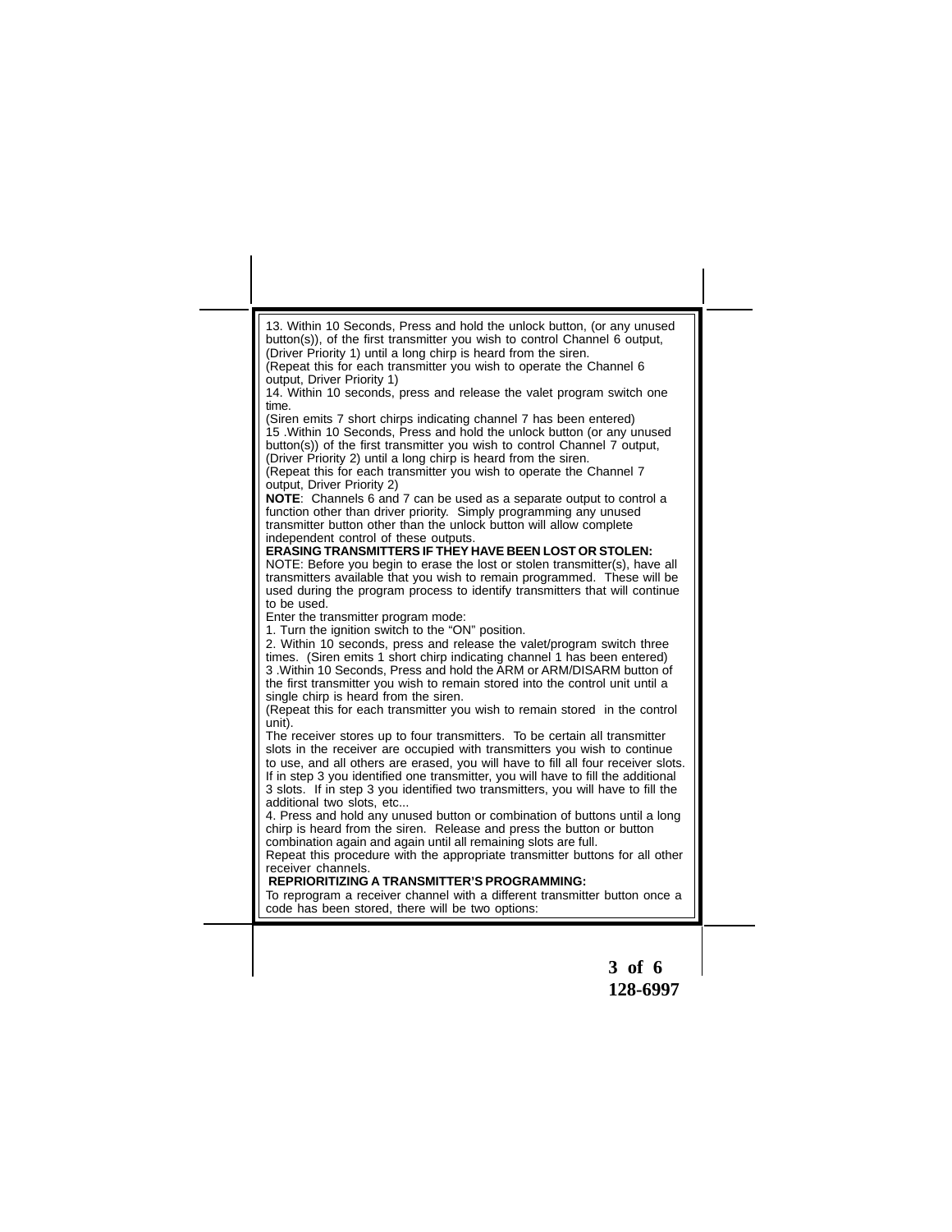13. Within 10 Seconds, Press and hold the unlock button, (or any unused button(s)), of the first transmitter you wish to control Channel 6 output, (Driver Priority 1) until a long chirp is heard from the siren.
(Repeat this for each transmitter you wish to operate the Channel 6 output, Driver Priority 1)

14. Within 10 seconds, press and release the valet program switch one time.
(Siren emits 7 short chirps indicating channel 7 has been entered)

15 .Within 10 Seconds, Press and hold the unlock button (or any unused button(s)) of the first transmitter you wish to control Channel 7 output, (Driver Priority 2) until a long chirp is heard from the siren.
(Repeat this for each transmitter you wish to operate the Channel 7 output, Driver Priority 2)

**NOTE**: Channels 6 and 7 can be used as a separate output to control a function other than driver priority. Simply programming any unused transmitter button other than the unlock button will allow complete independent control of these outputs.

**ERASING TRANSMITTERS IF THEY HAVE BEEN LOST OR STOLEN:**

NOTE: Before you begin to erase the lost or stolen transmitter(s), have all transmitters available that you wish to remain programmed. These will be used during the program process to identify transmitters that will continue to be used.

Enter the transmitter program mode:

1. Turn the ignition switch to the "ON" position.

2. Within 10 seconds, press and release the valet/program switch three times. (Siren emits 1 short chirp indicating channel 1 has been entered)

3 .Within 10 Seconds, Press and hold the ARM or ARM/DISARM button of the first transmitter you wish to remain stored into the control unit until a single chirp is heard from the siren.
(Repeat this for each transmitter you wish to remain stored in the control unit).

The receiver stores up to four transmitters. To be certain all transmitter slots in the receiver are occupied with transmitters you wish to continue to use, and all others are erased, you will have to fill all four receiver slots. If in step 3 you identified one transmitter, you will have to fill the additional 3 slots. If in step 3 you identified two transmitters, you will have to fill the additional two slots, etc...

4. Press and hold any unused button or combination of buttons until a long chirp is heard from the siren. Release and press the button or button combination again and again until all remaining slots are full.

Repeat this procedure with the appropriate transmitter buttons for all other receiver channels.

**REPRIORITIZING A TRANSMITTER'S PROGRAMMING:**

To reprogram a receiver channel with a different transmitter button once a code has been stored, there will be two options:

128-6997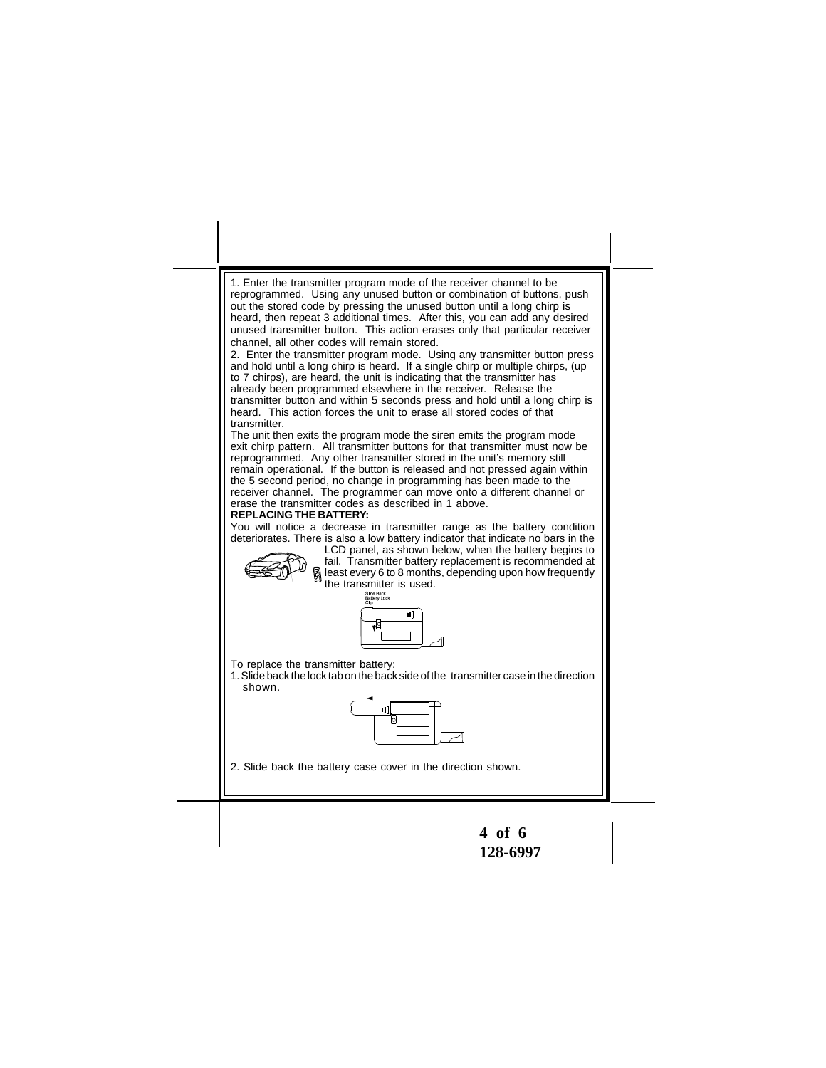1. Enter the transmitter program mode of the receiver channel to be reprogrammed. Using any unused button or combination of buttons, push out the stored code by pressing the unused button until a long chirp is heard, then repeat 3 additional times. After this, you can add any desired unused transmitter button. This action erases only that particular receiver channel, all other codes will remain stored.

2. Enter the transmitter program mode. Using any transmitter button press and hold until a long chirp is heard. If a single chirp or multiple chirps, (up to 7 chirps), are heard, the unit is indicating that the transmitter has already been programmed elsewhere in the receiver. Release the transmitter button and within 5 seconds press and hold until a long chirp is heard. This action forces the unit to erase all stored codes of that transmitter.

The unit then exits the program mode the siren emits the program mode exit chirp pattern. All transmitter buttons for that transmitter must now be reprogrammed. Any other transmitter stored in the unit's memory still remain operational. If the button is released and not pressed again within the 5 second period, no change in programming has been made to the receiver channel. The programmer can move onto a different channel or erase the transmitter codes as described in 1 above.

**REPLACING THE BATTERY:**

You will notice a decrease in transmitter range as the battery condition deteriorates. There is also a low battery indicator that indicate no bars in the LCD panel, as shown below, when the battery begins to fail. Transmitter battery replacement is recommended at least every 6 to 8 months, depending upon how frequently the transmitter is used.

Slide Back Battery Lock Clip

To replace the transmitter battery:

1. Slide back the lock tab on the back side of the transmitter case in the direction shown.

2. Slide back the battery case cover in the direction shown.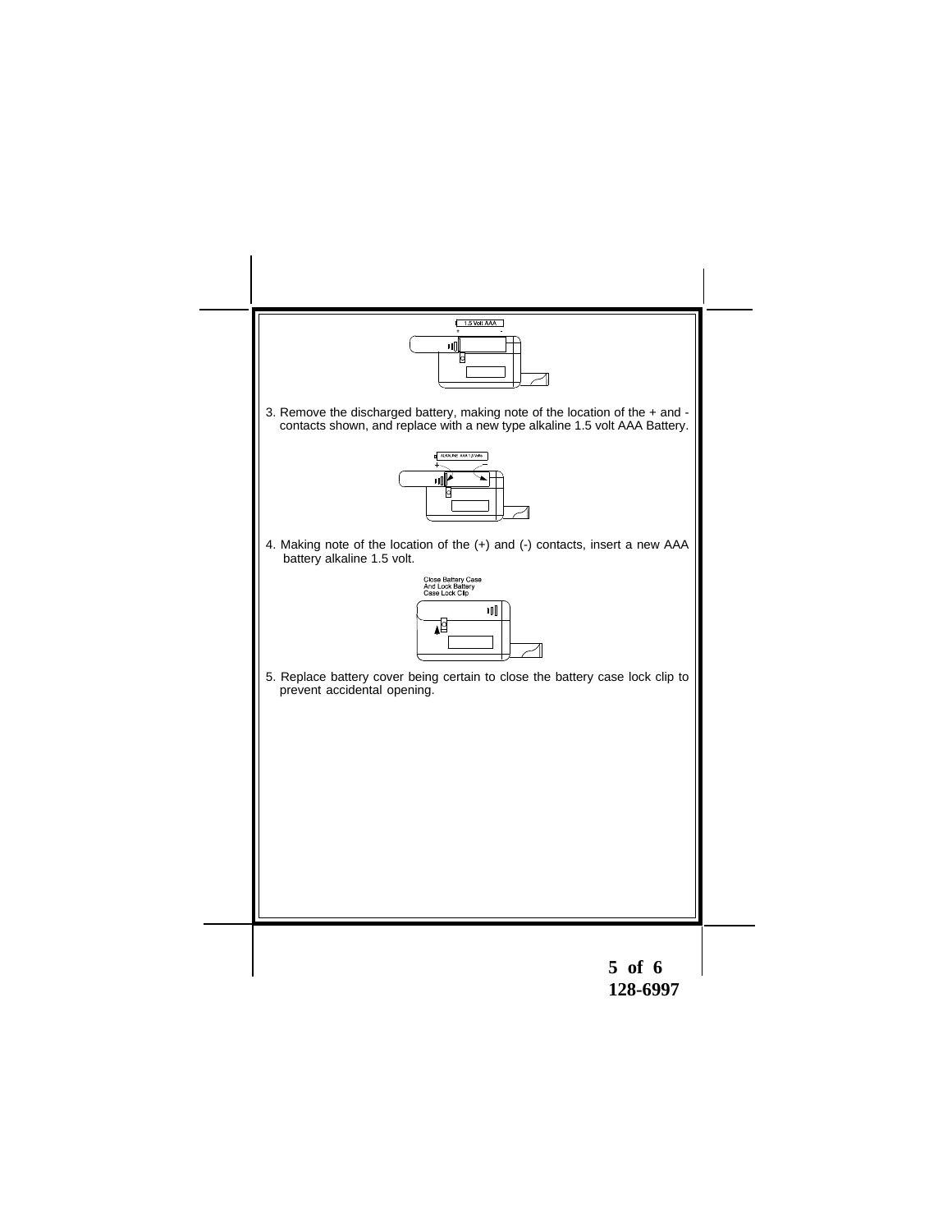3. Remove the discharged battery, making note of the location of the + and - contacts shown, and replace with a new type alkaline 1.5 volt AAA Battery.

4. Making note of the location of the (+) and (-) contacts, insert a new AAA battery alkaline 1.5 volt.

5. Replace battery cover being certain to close the battery case lock clip to prevent accidental opening.

128-6997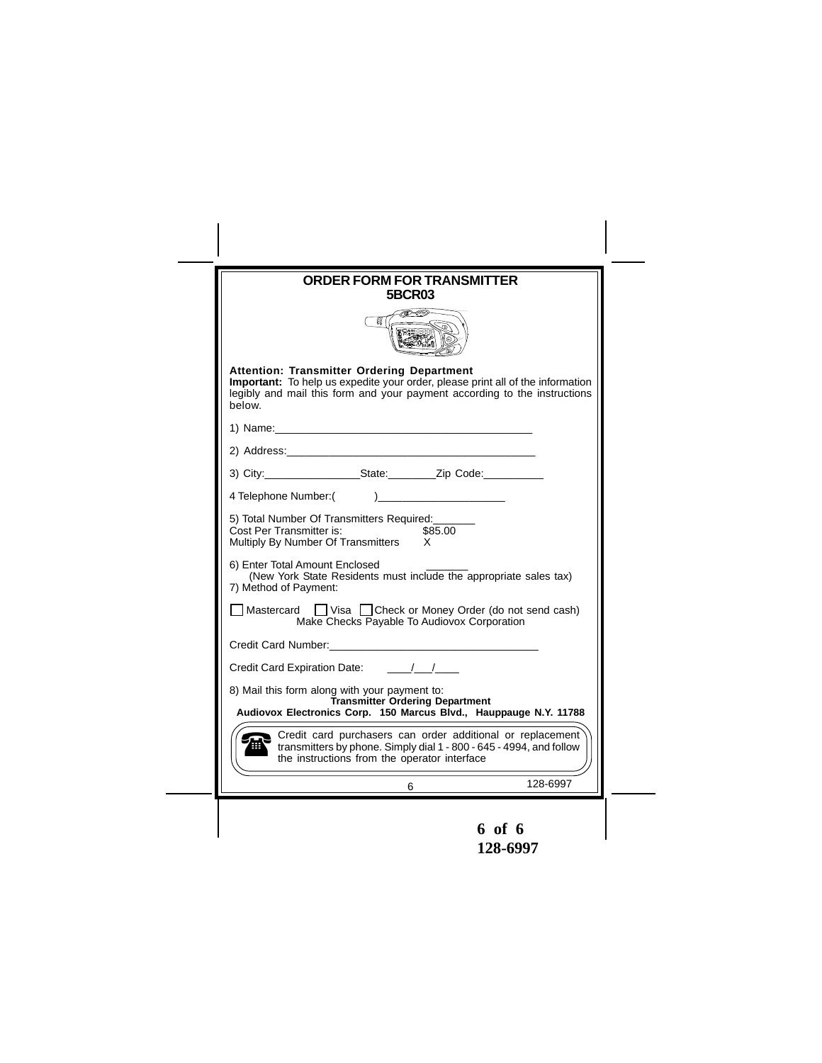# ORDER FORM FOR TRANSMITTER
## 5BCR03

**Attention: Transmitter Ordering Department**
**Important:** To help us expedite your order, please print all of the information legibly and mail this form and your payment according to the instructions below.

1) Name:___________________________________________

2) Address:_________________________________________

3) City:________________State:________Zip Code:__________

4 Telephone Number:(          )_____________________

5) Total Number Of Transmitters Required:_______
Cost Per Transmitter is: $85.00
Multiply By Number Of Transmitters X

6) Enter Total Amount Enclosed _______
(New York State Residents must include the appropriate sales tax)
7) Method of Payment:

☐ Mastercard ☐ Visa ☐ Check or Money Order (do not send cash)
Make Checks Payable To Audiovox Corporation

Credit Card Number:__________________________________

Credit Card Expiration Date: ____/___/____

8) Mail this form along with your payment to:
**Transmitter Ordering Department**
**Audiovox Electronics Corp. 150 Marcus Blvd., Hauppauge N.Y. 11788**

Credit card purchasers can order additional or replacement transmitters by phone. Simply dial 1 - 800 - 645 - 4994, and follow the instructions from the operator interface

128-6997